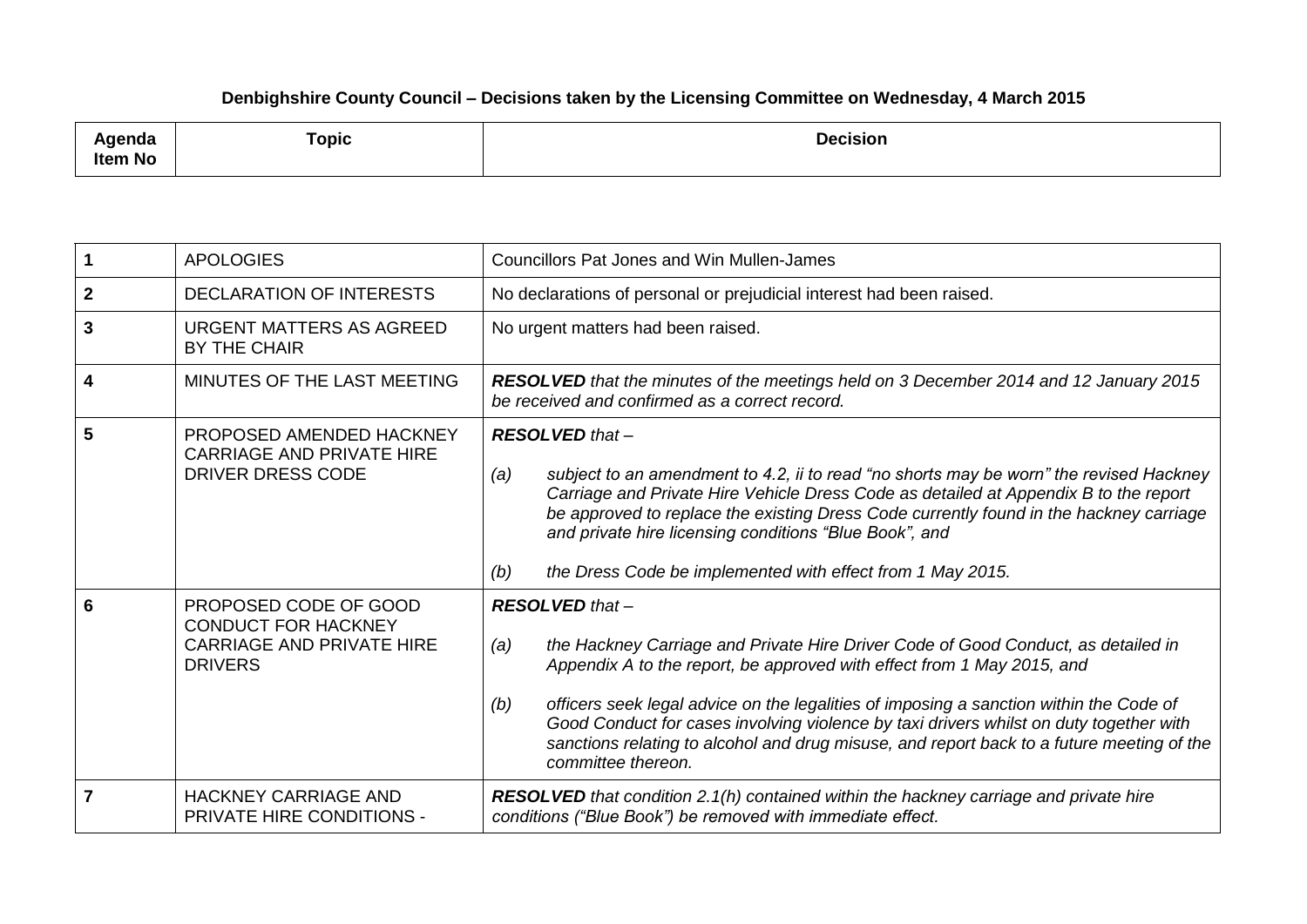**Denbighshire County Council – Decisions taken by the Licensing Committee on Wednesday, 4 March 2015**

| Agenda Item No | Topic | Decision |
|---|---|---|
| **1** | APOLOGIES | Councillors Pat Jones and Win Mullen-James |
| **2** | DECLARATION OF INTERESTS | No declarations of personal or prejudicial interest had been raised. |
| **3** | URGENT MATTERS AS AGREED BY THE CHAIR | No urgent matters had been raised. |
| **4** | MINUTES OF THE LAST MEETING | ***RESOLVED*** *that the minutes of the meetings held on 3 December 2014 and 12 January 2015 be received and confirmed as a correct record.* |
| **5** | PROPOSED AMENDED HACKNEY CARRIAGE AND PRIVATE HIRE DRIVER DRESS CODE | ***RESOLVED*** *that –*<br><br>*(a) subject to an amendment to 4.2, ii to read "no shorts may be worn" the revised Hackney Carriage and Private Hire Vehicle Dress Code as detailed at Appendix B to the report be approved to replace the existing Dress Code currently found in the hackney carriage and private hire licensing conditions "Blue Book", and*<br><br>*(b) the Dress Code be implemented with effect from 1 May 2015.* |
| **6** | PROPOSED CODE OF GOOD CONDUCT FOR HACKNEY CARRIAGE AND PRIVATE HIRE DRIVERS | ***RESOLVED*** *that –*<br><br>*(a) the Hackney Carriage and Private Hire Driver Code of Good Conduct, as detailed in Appendix A to the report, be approved with effect from 1 May 2015, and*<br><br>*(b) officers seek legal advice on the legalities of imposing a sanction within the Code of Good Conduct for cases involving violence by taxi drivers whilst on duty together with sanctions relating to alcohol and drug misuse, and report back to a future meeting of the committee thereon.* |
| **7** | HACKNEY CARRIAGE AND PRIVATE HIRE CONDITIONS - | ***RESOLVED*** *that condition 2.1(h) contained within the hackney carriage and private hire conditions ("Blue Book") be removed with immediate effect.* |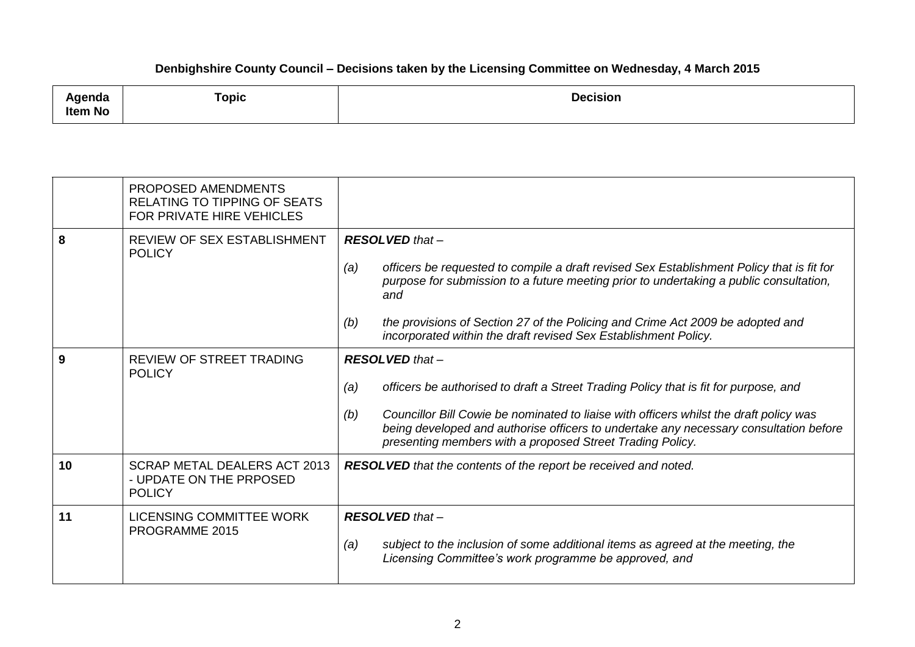**Denbighshire County Council – Decisions taken by the Licensing Committee on Wednesday, 4 March 2015**

| Agenda Item No | Topic | Decision |
|---|---|---|
| | PROPOSED AMENDMENTS RELATING TO TIPPING OF SEATS FOR PRIVATE HIRE VEHICLES | |
| 8 | REVIEW OF SEX ESTABLISHMENT POLICY | ***RESOLVED** that –*<br><br>*(a) officers be requested to compile a draft revised Sex Establishment Policy that is fit for purpose for submission to a future meeting prior to undertaking a public consultation, and*<br><br>*(b) the provisions of Section 27 of the Policing and Crime Act 2009 be adopted and incorporated within the draft revised Sex Establishment Policy.* |
| 9 | REVIEW OF STREET TRADING POLICY | ***RESOLVED** that –*<br><br>*(a) officers be authorised to draft a Street Trading Policy that is fit for purpose, and*<br><br>*(b) Councillor Bill Cowie be nominated to liaise with officers whilst the draft policy was being developed and authorise officers to undertake any necessary consultation before presenting members with a proposed Street Trading Policy.* |
| 10 | SCRAP METAL DEALERS ACT 2013 - UPDATE ON THE PRPOSED POLICY | ***RESOLVED** that the contents of the report be received and noted.* |
| 11 | LICENSING COMMITTEE WORK PROGRAMME 2015 | ***RESOLVED** that –*<br><br>*(a) subject to the inclusion of some additional items as agreed at the meeting, the Licensing Committee's work programme be approved, and* |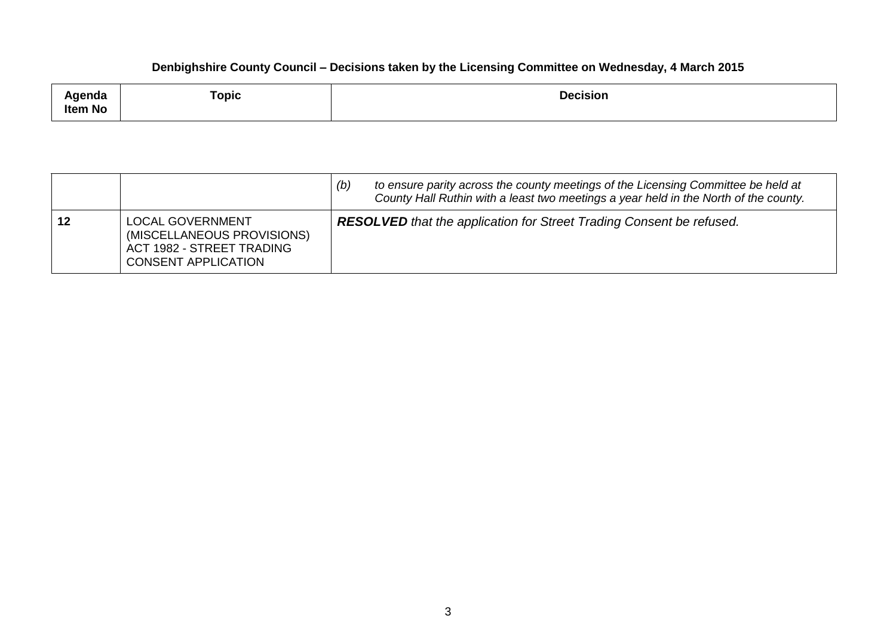**Denbighshire County Council – Decisions taken by the Licensing Committee on Wednesday, 4 March 2015**

| Agenda Item No | Topic | Decision |
|---|---|---|
| | | *(b) to ensure parity across the county meetings of the Licensing Committee be held at County Hall Ruthin with a least two meetings a year held in the North of the county.* |
| 12 | LOCAL GOVERNMENT (MISCELLANEOUS PROVISIONS) ACT 1982 - STREET TRADING CONSENT APPLICATION | ***RESOLVED*** *that the application for Street Trading Consent be refused.* |